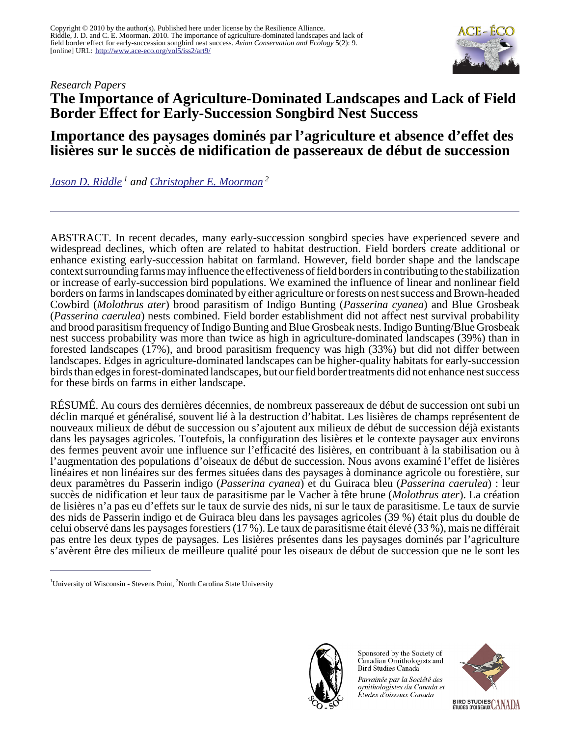Copyright © 2010 by the author(s). Published here under license by the Resilience Alliance.
Riddle, J. D. and C. E. Moorman. 2010. The importance of agriculture-dominated landscapes and lack of field border effect for early-succession songbird nest success. *Avian Conservation and Ecology* **5**(2): 9. [online] URL: http://www.ace-eco.org/vol5/iss2/art9/

*Research Papers*

# The Importance of Agriculture-Dominated Landscapes and Lack of Field Border Effect for Early-Succession Songbird Nest Success

# Importance des paysages dominés par l'agriculture et absence d'effet des lisières sur le succès de nidification de passereaux de début de succession

*Jason D. Riddle* [1] *and Christopher E. Moorman* [2]

---

ABSTRACT. In recent decades, many early-succession songbird species have experienced severe and widespread declines, which often are related to habitat destruction. Field borders create additional or enhance existing early-succession habitat on farmland. However, field border shape and the landscape context surrounding farms may influence the effectiveness of field borders in contributing to the stabilization or increase of early-succession bird populations. We examined the influence of linear and nonlinear field borders on farms in landscapes dominated by either agriculture or forests on nest success and Brown-headed Cowbird (*Molothrus ater*) brood parasitism of Indigo Bunting (*Passerina cyanea*) and Blue Grosbeak (*Passerina caerulea*) nests combined. Field border establishment did not affect nest survival probability and brood parasitism frequency of Indigo Bunting and Blue Grosbeak nests. Indigo Bunting/Blue Grosbeak nest success probability was more than twice as high in agriculture-dominated landscapes (39%) than in forested landscapes (17%), and brood parasitism frequency was high (33%) but did not differ between landscapes. Edges in agriculture-dominated landscapes can be higher-quality habitats for early-succession birds than edges in forest-dominated landscapes, but our field border treatments did not enhance nest success for these birds on farms in either landscape.

RÉSUMÉ. Au cours des dernières décennies, de nombreux passereaux de début de succession ont subi un déclin marqué et généralisé, souvent lié à la destruction d'habitat. Les lisières de champs représentent de nouveaux milieux de début de succession ou s'ajoutent aux milieux de début de succession déjà existants dans les paysages agricoles. Toutefois, la configuration des lisières et le contexte paysager aux environs des fermes peuvent avoir une influence sur l'efficacité des lisières, en contribuant à la stabilisation ou à l'augmentation des populations d'oiseaux de début de succession. Nous avons examiné l'effet de lisières linéaires et non linéaires sur des fermes situées dans des paysages à dominance agricole ou forestière, sur deux paramètres du Passerin indigo (*Passerina cyanea*) et du Guiraca bleu (*Passerina caerulea*) : leur succès de nidification et leur taux de parasitisme par le Vacher à tête brune (*Molothrus ater*). La création de lisières n'a pas eu d'effets sur le taux de survie des nids, ni sur le taux de parasitisme. Le taux de survie des nids de Passerin indigo et de Guiraca bleu dans les paysages agricoles (39 %) était plus du double de celui observé dans les paysages forestiers (17 %). Le taux de parasitisme était élevé (33 %), mais ne différait pas entre les deux types de paysages. Les lisières présentes dans les paysages dominés par l'agriculture s'avèrent être des milieux de meilleure qualité pour les oiseaux de début de succession que ne le sont les

---

[1] University of Wisconsin - Stevens Point, [2] North Carolina State University

Sponsored by the Society of Canadian Ornithologists and Bird Studies Canada

*Parrainée par la Société des ornithologistes du Canada et Études d'oiseaux Canada*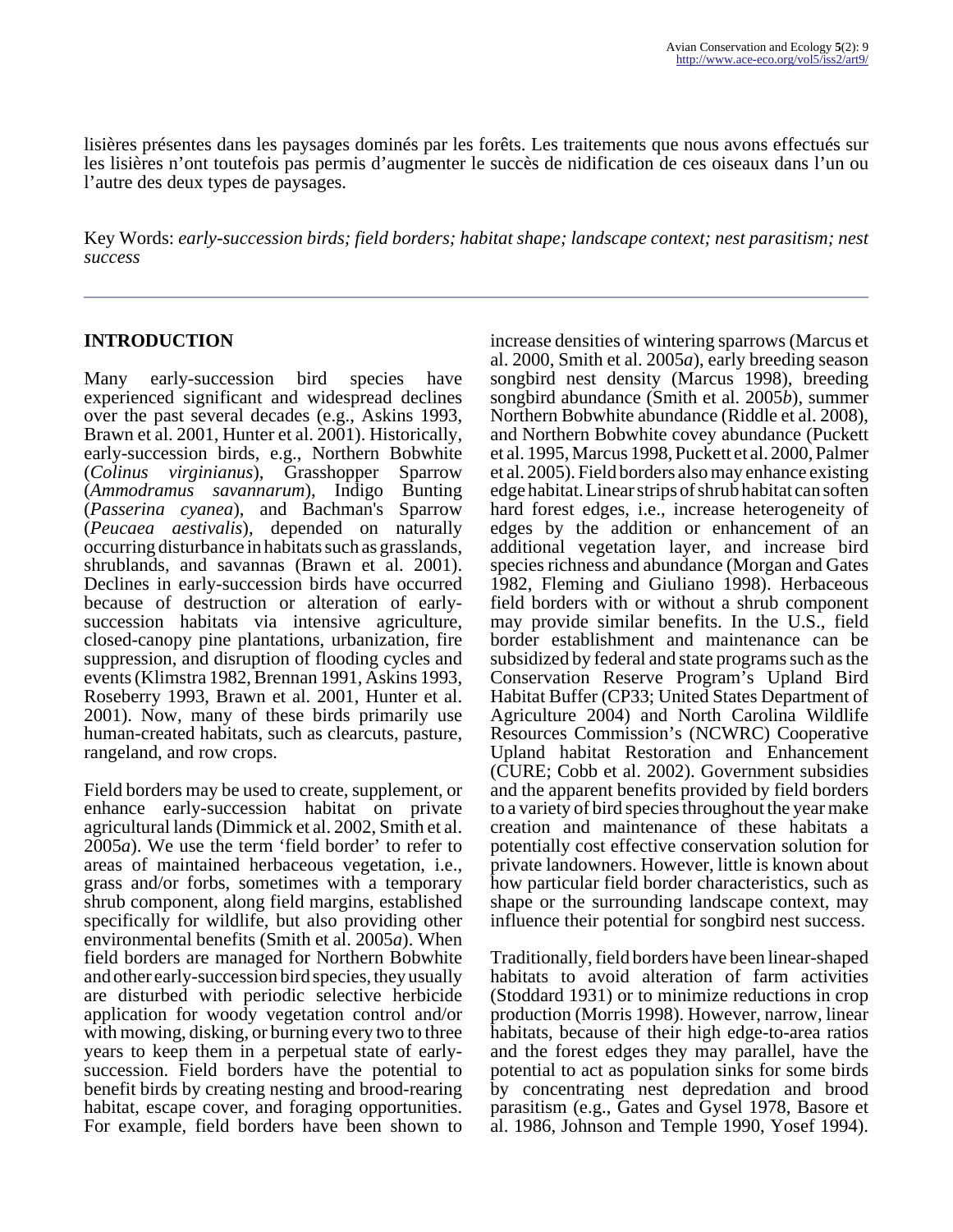lisières présentes dans les paysages dominés par les forêts. Les traitements que nous avons effectués sur les lisières n'ont toutefois pas permis d'augmenter le succès de nidification de ces oiseaux dans l'un ou l'autre des deux types de paysages.

Key Words: *early-succession birds; field borders; habitat shape; landscape context; nest parasitism; nest success*

## INTRODUCTION

Many early-succession bird species have experienced significant and widespread declines over the past several decades (e.g., Askins 1993, Brawn et al. 2001, Hunter et al. 2001). Historically, early-succession birds, e.g., Northern Bobwhite (*Colinus virginianus*), Grasshopper Sparrow (*Ammodramus savannarum*), Indigo Bunting (*Passerina cyanea*), and Bachman's Sparrow (*Peucaea aestivalis*), depended on naturally occurring disturbance in habitats such as grasslands, shrublands, and savannas (Brawn et al. 2001). Declines in early-succession birds have occurred because of destruction or alteration of early-succession habitats via intensive agriculture, closed-canopy pine plantations, urbanization, fire suppression, and disruption of flooding cycles and events (Klimstra 1982, Brennan 1991, Askins 1993, Roseberry 1993, Brawn et al. 2001, Hunter et al. 2001). Now, many of these birds primarily use human-created habitats, such as clearcuts, pasture, rangeland, and row crops.

Field borders may be used to create, supplement, or enhance early-succession habitat on private agricultural lands (Dimmick et al. 2002, Smith et al. 2005*a*). We use the term 'field border' to refer to areas of maintained herbaceous vegetation, i.e., grass and/or forbs, sometimes with a temporary shrub component, along field margins, established specifically for wildlife, but also providing other environmental benefits (Smith et al. 2005*a*). When field borders are managed for Northern Bobwhite and other early-succession bird species, they usually are disturbed with periodic selective herbicide application for woody vegetation control and/or with mowing, disking, or burning every two to three years to keep them in a perpetual state of early-succession. Field borders have the potential to benefit birds by creating nesting and brood-rearing habitat, escape cover, and foraging opportunities. For example, field borders have been shown to increase densities of wintering sparrows (Marcus et al. 2000, Smith et al. 2005*a*), early breeding season songbird nest density (Marcus 1998), breeding songbird abundance (Smith et al. 2005*b*), summer Northern Bobwhite abundance (Riddle et al. 2008), and Northern Bobwhite covey abundance (Puckett et al. 1995, Marcus 1998, Puckett et al. 2000, Palmer et al. 2005). Field borders also may enhance existing edge habitat. Linear strips of shrub habitat can soften hard forest edges, i.e., increase heterogeneity of edges by the addition or enhancement of an additional vegetation layer, and increase bird species richness and abundance (Morgan and Gates 1982, Fleming and Giuliano 1998). Herbaceous field borders with or without a shrub component may provide similar benefits. In the U.S., field border establishment and maintenance can be subsidized by federal and state programs such as the Conservation Reserve Program's Upland Bird Habitat Buffer (CP33; United States Department of Agriculture 2004) and North Carolina Wildlife Resources Commission's (NCWRC) Cooperative Upland habitat Restoration and Enhancement (CURE; Cobb et al. 2002). Government subsidies and the apparent benefits provided by field borders to a variety of bird species throughout the year make creation and maintenance of these habitats a potentially cost effective conservation solution for private landowners. However, little is known about how particular field border characteristics, such as shape or the surrounding landscape context, may influence their potential for songbird nest success.

Traditionally, field borders have been linear-shaped habitats to avoid alteration of farm activities (Stoddard 1931) or to minimize reductions in crop production (Morris 1998). However, narrow, linear habitats, because of their high edge-to-area ratios and the forest edges they may parallel, have the potential to act as population sinks for some birds by concentrating nest depredation and brood parasitism (e.g., Gates and Gysel 1978, Basore et al. 1986, Johnson and Temple 1990, Yosef 1994).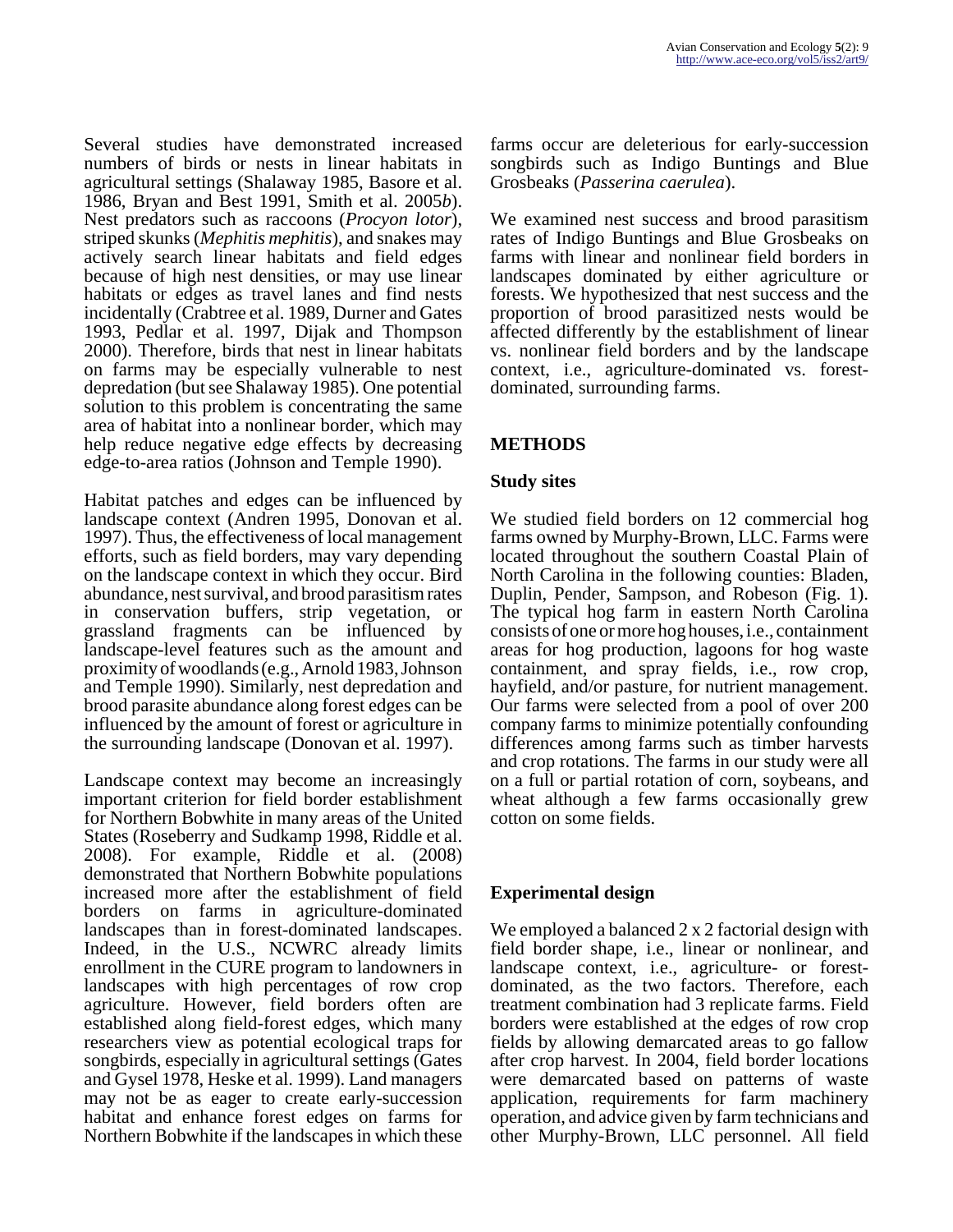Several studies have demonstrated increased numbers of birds or nests in linear habitats in agricultural settings (Shalaway 1985, Basore et al. 1986, Bryan and Best 1991, Smith et al. 2005*b*). Nest predators such as raccoons (*Procyon lotor*), striped skunks (*Mephitis mephitis*), and snakes may actively search linear habitats and field edges because of high nest densities, or may use linear habitats or edges as travel lanes and find nests incidentally (Crabtree et al. 1989, Durner and Gates 1993, Pedlar et al. 1997, Dijak and Thompson 2000). Therefore, birds that nest in linear habitats on farms may be especially vulnerable to nest depredation (but see Shalaway 1985). One potential solution to this problem is concentrating the same area of habitat into a nonlinear border, which may help reduce negative edge effects by decreasing edge-to-area ratios (Johnson and Temple 1990).

Habitat patches and edges can be influenced by landscape context (Andren 1995, Donovan et al. 1997). Thus, the effectiveness of local management efforts, such as field borders, may vary depending on the landscape context in which they occur. Bird abundance, nest survival, and brood parasitism rates in conservation buffers, strip vegetation, or grassland fragments can be influenced by landscape-level features such as the amount and proximity of woodlands (e.g., Arnold 1983, Johnson and Temple 1990). Similarly, nest depredation and brood parasite abundance along forest edges can be influenced by the amount of forest or agriculture in the surrounding landscape (Donovan et al. 1997).

Landscape context may become an increasingly important criterion for field border establishment for Northern Bobwhite in many areas of the United States (Roseberry and Sudkamp 1998, Riddle et al. 2008). For example, Riddle et al. (2008) demonstrated that Northern Bobwhite populations increased more after the establishment of field borders on farms in agriculture-dominated landscapes than in forest-dominated landscapes. Indeed, in the U.S., NCWRC already limits enrollment in the CURE program to landowners in landscapes with high percentages of row crop agriculture. However, field borders often are established along field-forest edges, which many researchers view as potential ecological traps for songbirds, especially in agricultural settings (Gates and Gysel 1978, Heske et al. 1999). Land managers may not be as eager to create early-succession habitat and enhance forest edges on farms for Northern Bobwhite if the landscapes in which these farms occur are deleterious for early-succession songbirds such as Indigo Buntings and Blue Grosbeaks (*Passerina caerulea*).

We examined nest success and brood parasitism rates of Indigo Buntings and Blue Grosbeaks on farms with linear and nonlinear field borders in landscapes dominated by either agriculture or forests. We hypothesized that nest success and the proportion of brood parasitized nests would be affected differently by the establishment of linear vs. nonlinear field borders and by the landscape context, i.e., agriculture-dominated vs. forest-dominated, surrounding farms.

## METHODS

### Study sites

We studied field borders on 12 commercial hog farms owned by Murphy-Brown, LLC. Farms were located throughout the southern Coastal Plain of North Carolina in the following counties: Bladen, Duplin, Pender, Sampson, and Robeson (Fig. 1). The typical hog farm in eastern North Carolina consists of one or more hog houses, i.e., containment areas for hog production, lagoons for hog waste containment, and spray fields, i.e., row crop, hayfield, and/or pasture, for nutrient management. Our farms were selected from a pool of over 200 company farms to minimize potentially confounding differences among farms such as timber harvests and crop rotations. The farms in our study were all on a full or partial rotation of corn, soybeans, and wheat although a few farms occasionally grew cotton on some fields.

### Experimental design

We employed a balanced 2 x 2 factorial design with field border shape, i.e., linear or nonlinear, and landscape context, i.e., agriculture- or forest-dominated, as the two factors. Therefore, each treatment combination had 3 replicate farms. Field borders were established at the edges of row crop fields by allowing demarcated areas to go fallow after crop harvest. In 2004, field border locations were demarcated based on patterns of waste application, requirements for farm machinery operation, and advice given by farm technicians and other Murphy-Brown, LLC personnel. All field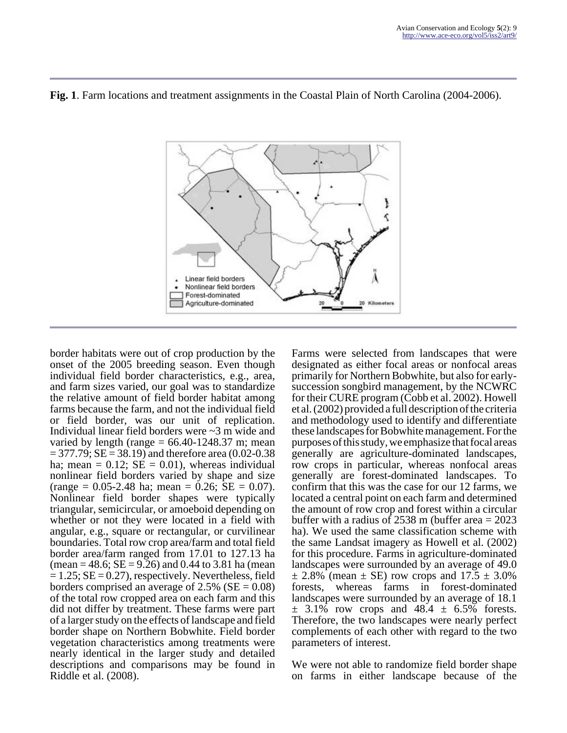**Fig. 1**. Farm locations and treatment assignments in the Coastal Plain of North Carolina (2004-2006).

border habitats were out of crop production by the onset of the 2005 breeding season. Even though individual field border characteristics, e.g., area, and farm sizes varied, our goal was to standardize the relative amount of field border habitat among farms because the farm, and not the individual field or field border, was our unit of replication. Individual linear field borders were ~3 m wide and varied by length (range = 66.40-1248.37 m; mean = 377.79; SE = 38.19) and therefore area (0.02-0.38 ha; mean = 0.12; SE = 0.01), whereas individual nonlinear field borders varied by shape and size (range = 0.05-2.48 ha; mean = 0.26; SE = 0.07). Nonlinear field border shapes were typically triangular, semicircular, or amoeboid depending on whether or not they were located in a field with angular, e.g., square or rectangular, or curvilinear boundaries. Total row crop area/farm and total field border area/farm ranged from 17.01 to 127.13 ha (mean = 48.6; SE = 9.26) and 0.44 to 3.81 ha (mean = 1.25; SE = 0.27), respectively. Nevertheless, field borders comprised an average of 2.5% (SE = 0.08) of the total row cropped area on each farm and this did not differ by treatment. These farms were part of a larger study on the effects of landscape and field border shape on Northern Bobwhite. Field border vegetation characteristics among treatments were nearly identical in the larger study and detailed descriptions and comparisons may be found in Riddle et al. (2008).

Farms were selected from landscapes that were designated as either focal areas or nonfocal areas primarily for Northern Bobwhite, but also for early-succession songbird management, by the NCWRC for their CURE program (Cobb et al. 2002). Howell et al. (2002) provided a full description of the criteria and methodology used to identify and differentiate these landscapes for Bobwhite management. For the purposes of this study, we emphasize that focal areas generally are agriculture-dominated landscapes, row crops in particular, whereas nonfocal areas generally are forest-dominated landscapes. To confirm that this was the case for our 12 farms, we located a central point on each farm and determined the amount of row crop and forest within a circular buffer with a radius of 2538 m (buffer area = 2023 ha). We used the same classification scheme with the same Landsat imagery as Howell et al. (2002) for this procedure. Farms in agriculture-dominated landscapes were surrounded by an average of 49.0 ± 2.8% (mean ± SE) row crops and 17.5 ± 3.0% forests, whereas farms in forest-dominated landscapes were surrounded by an average of 18.1 ± 3.1% row crops and 48.4 ± 6.5% forests. Therefore, the two landscapes were nearly perfect complements of each other with regard to the two parameters of interest.

We were not able to randomize field border shape on farms in either landscape because of the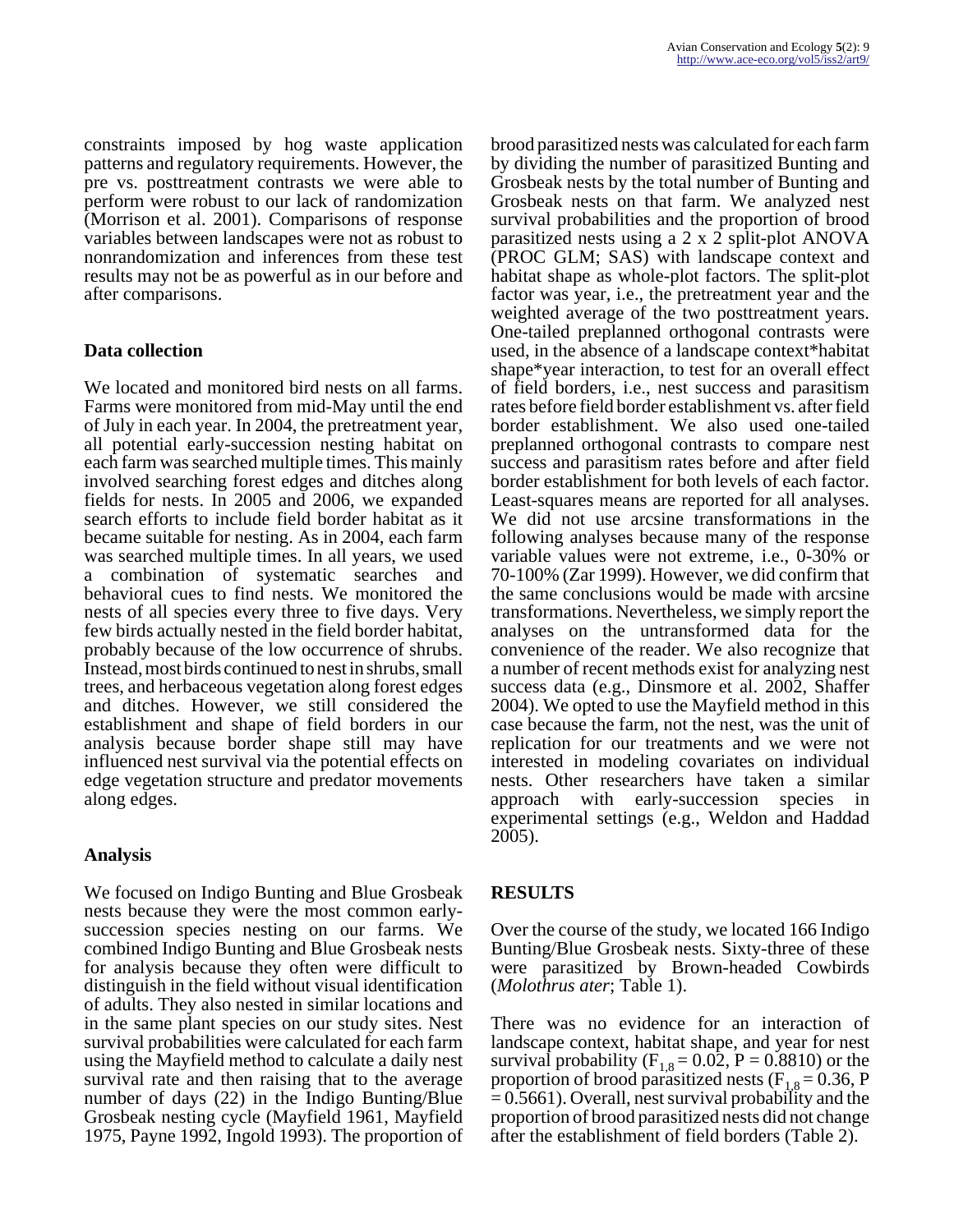constraints imposed by hog waste application patterns and regulatory requirements. However, the pre vs. posttreatment contrasts we were able to perform were robust to our lack of randomization (Morrison et al. 2001). Comparisons of response variables between landscapes were not as robust to nonrandomization and inferences from these test results may not be as powerful as in our before and after comparisons.

### Data collection

We located and monitored bird nests on all farms. Farms were monitored from mid-May until the end of July in each year. In 2004, the pretreatment year, all potential early-succession nesting habitat on each farm was searched multiple times. This mainly involved searching forest edges and ditches along fields for nests. In 2005 and 2006, we expanded search efforts to include field border habitat as it became suitable for nesting. As in 2004, each farm was searched multiple times. In all years, we used a combination of systematic searches and behavioral cues to find nests. We monitored the nests of all species every three to five days. Very few birds actually nested in the field border habitat, probably because of the low occurrence of shrubs. Instead, most birds continued to nest in shrubs, small trees, and herbaceous vegetation along forest edges and ditches. However, we still considered the establishment and shape of field borders in our analysis because border shape still may have influenced nest survival via the potential effects on edge vegetation structure and predator movements along edges.

### Analysis

We focused on Indigo Bunting and Blue Grosbeak nests because they were the most common early-succession species nesting on our farms. We combined Indigo Bunting and Blue Grosbeak nests for analysis because they often were difficult to distinguish in the field without visual identification of adults. They also nested in similar locations and in the same plant species on our study sites. Nest survival probabilities were calculated for each farm using the Mayfield method to calculate a daily nest survival rate and then raising that to the average number of days (22) in the Indigo Bunting/Blue Grosbeak nesting cycle (Mayfield 1961, Mayfield 1975, Payne 1992, Ingold 1993). The proportion of brood parasitized nests was calculated for each farm by dividing the number of parasitized Bunting and Grosbeak nests by the total number of Bunting and Grosbeak nests on that farm. We analyzed nest survival probabilities and the proportion of brood parasitized nests using a 2 x 2 split-plot ANOVA (PROC GLM; SAS) with landscape context and habitat shape as whole-plot factors. The split-plot factor was year, i.e., the pretreatment year and the weighted average of the two posttreatment years. One-tailed preplanned orthogonal contrasts were used, in the absence of a landscape context*habitat shape*year interaction, to test for an overall effect of field borders, i.e., nest success and parasitism rates before field border establishment vs. after field border establishment. We also used one-tailed preplanned orthogonal contrasts to compare nest success and parasitism rates before and after field border establishment for both levels of each factor. Least-squares means are reported for all analyses. We did not use arcsine transformations in the following analyses because many of the response variable values were not extreme, i.e., 0-30% or 70-100% (Zar 1999). However, we did confirm that the same conclusions would be made with arcsine transformations. Nevertheless, we simply report the analyses on the untransformed data for the convenience of the reader. We also recognize that a number of recent methods exist for analyzing nest success data (e.g., Dinsmore et al. 2002, Shaffer 2004). We opted to use the Mayfield method in this case because the farm, not the nest, was the unit of replication for our treatments and we were not interested in modeling covariates on individual nests. Other researchers have taken a similar approach with early-succession species in experimental settings (e.g., Weldon and Haddad 2005).

## RESULTS

Over the course of the study, we located 166 Indigo Bunting/Blue Grosbeak nests. Sixty-three of these were parasitized by Brown-headed Cowbirds (*Molothrus ater*; Table 1).

There was no evidence for an interaction of landscape context, habitat shape, and year for nest survival probability ($F_{1,8} = 0.02$, $P = 0.8810$) or the proportion of brood parasitized nests ($F_{1,8} = 0.36$, $P = 0.5661$). Overall, nest survival probability and the proportion of brood parasitized nests did not change after the establishment of field borders (Table 2).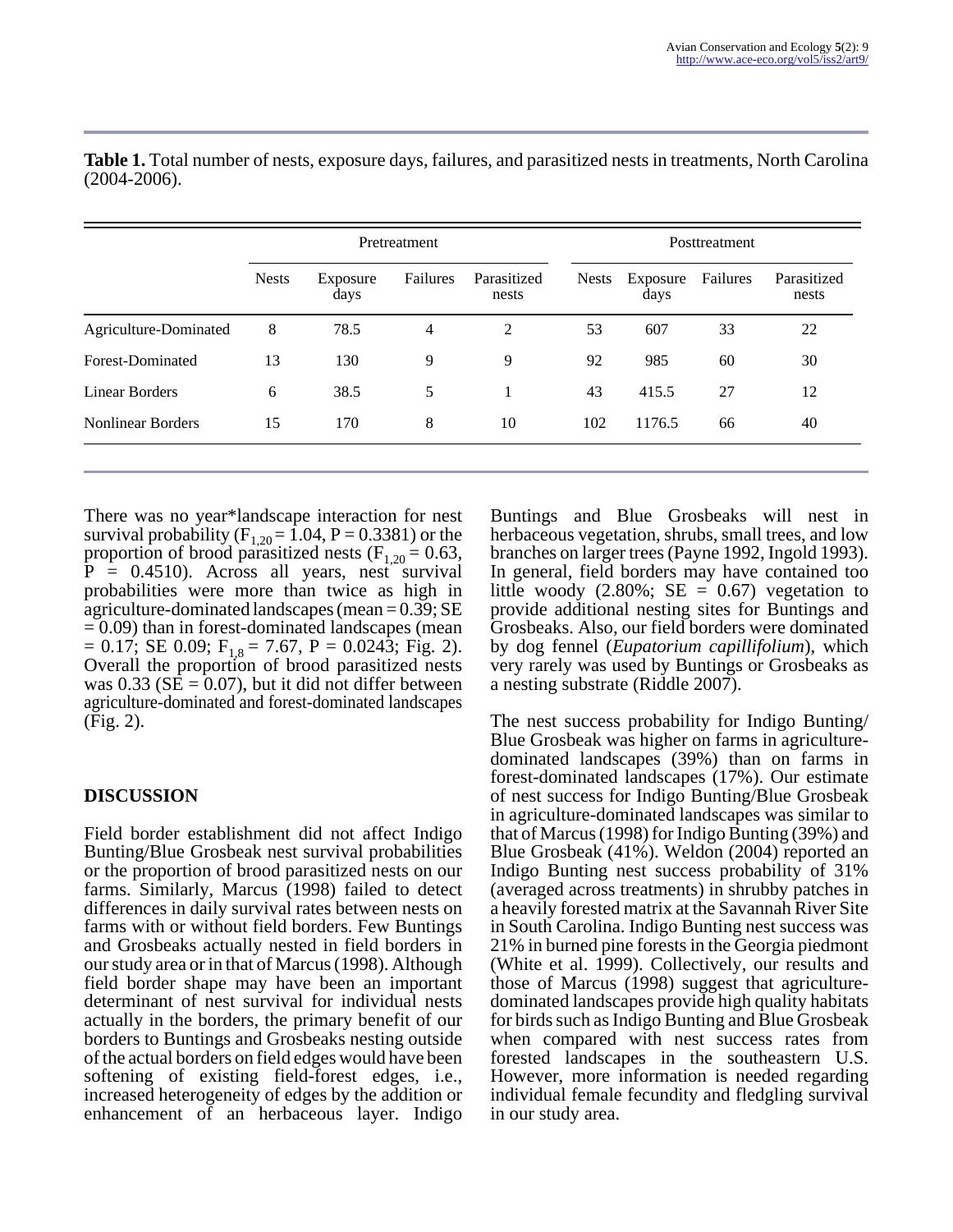**Table 1.** Total number of nests, exposure days, failures, and parasitized nests in treatments, North Carolina (2004-2006).

| | Pretreatment | | | | Posttreatment | | | |
|---|---|---|---|---|---|---|---|---|
| | Nests | Exposure days | Failures | Parasitized nests | Nests | Exposure days | Failures | Parasitized nests |
| Agriculture-Dominated | 8 | 78.5 | 4 | 2 | 53 | 607 | 33 | 22 |
| Forest-Dominated | 13 | 130 | 9 | 9 | 92 | 985 | 60 | 30 |
| Linear Borders | 6 | 38.5 | 5 | 1 | 43 | 415.5 | 27 | 12 |
| Nonlinear Borders | 15 | 170 | 8 | 10 | 102 | 1176.5 | 66 | 40 |

There was no year*landscape interaction for nest survival probability ($F_{1,20} = 1.04$, $P = 0.3381$) or the proportion of brood parasitized nests ($F_{1,20} = 0.63$, $P = 0.4510$). Across all years, nest survival probabilities were more than twice as high in agriculture-dominated landscapes (mean = 0.39; SE = 0.09) than in forest-dominated landscapes (mean = 0.17; SE 0.09; $F_{1,8} = 7.67$, $P = 0.0243$; Fig. 2). Overall the proportion of brood parasitized nests was 0.33 (SE = 0.07), but it did not differ between agriculture-dominated and forest-dominated landscapes (Fig. 2).

## DISCUSSION

Field border establishment did not affect Indigo Bunting/Blue Grosbeak nest survival probabilities or the proportion of brood parasitized nests on our farms. Similarly, Marcus (1998) failed to detect differences in daily survival rates between nests on farms with or without field borders. Few Buntings and Grosbeaks actually nested in field borders in our study area or in that of Marcus (1998). Although field border shape may have been an important determinant of nest survival for individual nests actually in the borders, the primary benefit of our borders to Buntings and Grosbeaks nesting outside of the actual borders on field edges would have been softening of existing field-forest edges, i.e., increased heterogeneity of edges by the addition or enhancement of an herbaceous layer. Indigo Buntings and Blue Grosbeaks will nest in herbaceous vegetation, shrubs, small trees, and low branches on larger trees (Payne 1992, Ingold 1993). In general, field borders may have contained too little woody (2.80%; SE = 0.67) vegetation to provide additional nesting sites for Buntings and Grosbeaks. Also, our field borders were dominated by dog fennel (*Eupatorium capillifolium*), which very rarely was used by Buntings or Grosbeaks as a nesting substrate (Riddle 2007).

The nest success probability for Indigo Bunting/Blue Grosbeak was higher on farms in agriculture-dominated landscapes (39%) than on farms in forest-dominated landscapes (17%). Our estimate of nest success for Indigo Bunting/Blue Grosbeak in agriculture-dominated landscapes was similar to that of Marcus (1998) for Indigo Bunting (39%) and Blue Grosbeak (41%). Weldon (2004) reported an Indigo Bunting nest success probability of 31% (averaged across treatments) in shrubby patches in a heavily forested matrix at the Savannah River Site in South Carolina. Indigo Bunting nest success was 21% in burned pine forests in the Georgia piedmont (White et al. 1999). Collectively, our results and those of Marcus (1998) suggest that agriculture-dominated landscapes provide high quality habitats for birds such as Indigo Bunting and Blue Grosbeak when compared with nest success rates from forested landscapes in the southeastern U.S. However, more information is needed regarding individual female fecundity and fledgling survival in our study area.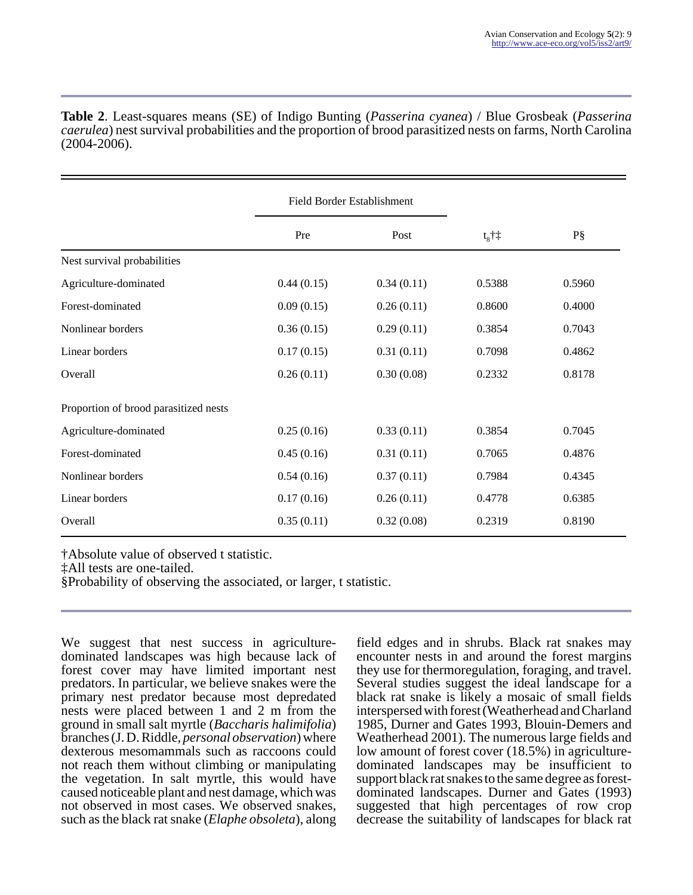**Table 2**. Least-squares means (SE) of Indigo Bunting (*Passerina cyanea*) / Blue Grosbeak (*Passerina caerulea*) nest survival probabilities and the proportion of brood parasitized nests on farms, North Carolina (2004-2006).

| | Field Border Establishment | | | |
|---|---|---|---|---|
| | Pre | Post | $t_8$†‡ | P§ |
| Nest survival probabilities | | | | |
| Agriculture-dominated | 0.44 (0.15) | 0.34 (0.11) | 0.5388 | 0.5960 |
| Forest-dominated | 0.09 (0.15) | 0.26 (0.11) | 0.8600 | 0.4000 |
| Nonlinear borders | 0.36 (0.15) | 0.29 (0.11) | 0.3854 | 0.7043 |
| Linear borders | 0.17 (0.15) | 0.31 (0.11) | 0.7098 | 0.4862 |
| Overall | 0.26 (0.11) | 0.30 (0.08) | 0.2332 | 0.8178 |
| Proportion of brood parasitized nests | | | | |
| Agriculture-dominated | 0.25 (0.16) | 0.33 (0.11) | 0.3854 | 0.7045 |
| Forest-dominated | 0.45 (0.16) | 0.31 (0.11) | 0.7065 | 0.4876 |
| Nonlinear borders | 0.54 (0.16) | 0.37 (0.11) | 0.7984 | 0.4345 |
| Linear borders | 0.17 (0.16) | 0.26 (0.11) | 0.4778 | 0.6385 |
| Overall | 0.35 (0.11) | 0.32 (0.08) | 0.2319 | 0.8190 |

†Absolute value of observed t statistic.
‡All tests are one-tailed.
§Probability of observing the associated, or larger, t statistic.

We suggest that nest success in agriculture-dominated landscapes was high because lack of forest cover may have limited important nest predators. In particular, we believe snakes were the primary nest predator because most depredated nests were placed between 1 and 2 m from the ground in small salt myrtle (*Baccharis halimifolia*) branches (J. D. Riddle, *personal observation*) where dexterous mesomammals such as raccoons could not reach them without climbing or manipulating the vegetation. In salt myrtle, this would have caused noticeable plant and nest damage, which was not observed in most cases. We observed snakes, such as the black rat snake (*Elaphe obsoleta*), along field edges and in shrubs. Black rat snakes may encounter nests in and around the forest margins they use for thermoregulation, foraging, and travel. Several studies suggest the ideal landscape for a black rat snake is likely a mosaic of small fields interspersed with forest (Weatherhead and Charland 1985, Durner and Gates 1993, Blouin-Demers and Weatherhead 2001). The numerous large fields and low amount of forest cover (18.5%) in agriculture-dominated landscapes may be insufficient to support black rat snakes to the same degree as forest-dominated landscapes. Durner and Gates (1993) suggested that high percentages of row crop decrease the suitability of landscapes for black rat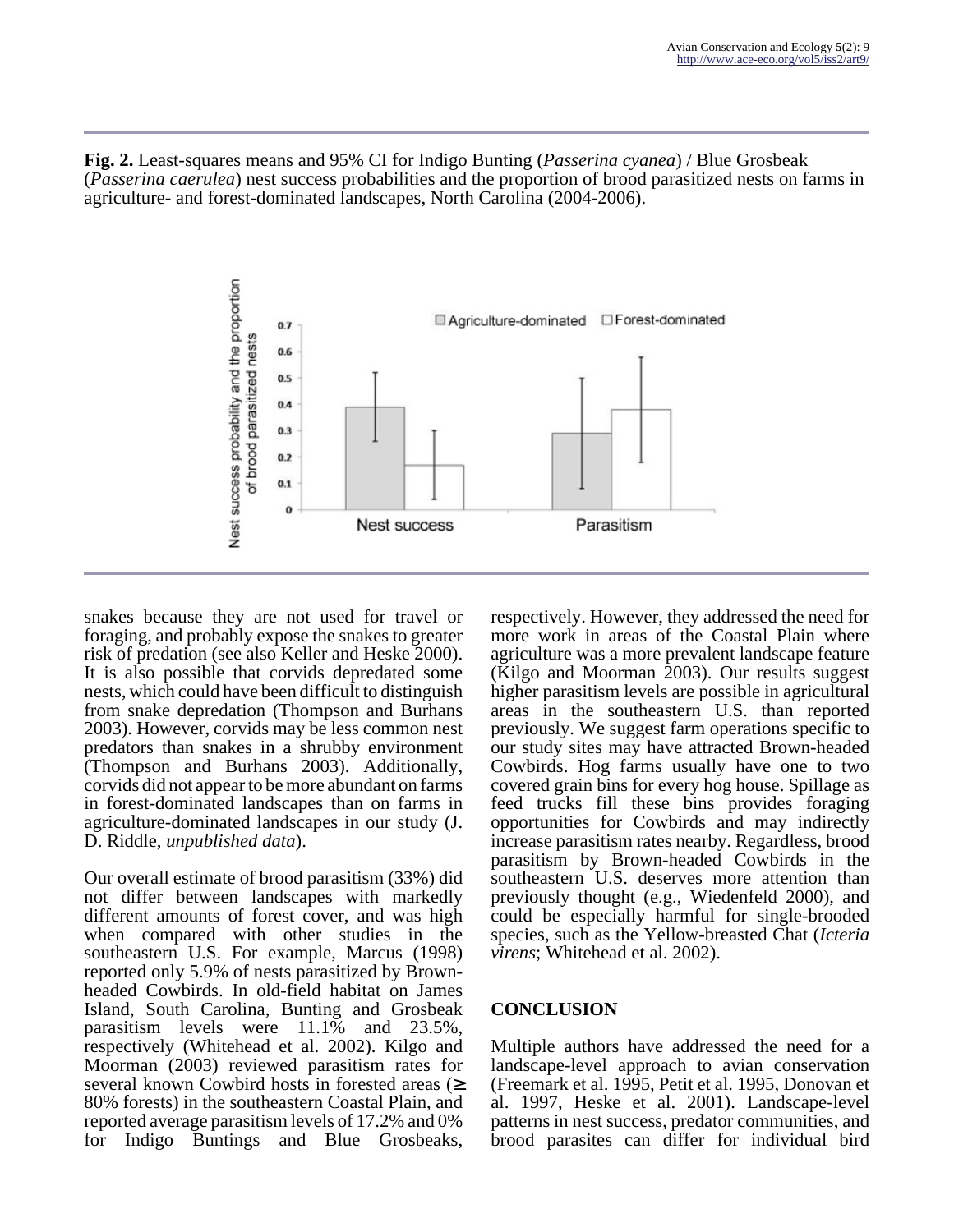**Fig. 2.** Least-squares means and 95% CI for Indigo Bunting (*Passerina cyanea*) / Blue Grosbeak (*Passerina caerulea*) nest success probabilities and the proportion of brood parasitized nests on farms in agriculture- and forest-dominated landscapes, North Carolina (2004-2006).

snakes because they are not used for travel or foraging, and probably expose the snakes to greater risk of predation (see also Keller and Heske 2000). It is also possible that corvids depredated some nests, which could have been difficult to distinguish from snake depredation (Thompson and Burhans 2003). However, corvids may be less common nest predators than snakes in a shrubby environment (Thompson and Burhans 2003). Additionally, corvids did not appear to be more abundant on farms in forest-dominated landscapes than on farms in agriculture-dominated landscapes in our study (J. D. Riddle, *unpublished data*).

Our overall estimate of brood parasitism (33%) did not differ between landscapes with markedly different amounts of forest cover, and was high when compared with other studies in the southeastern U.S. For example, Marcus (1998) reported only 5.9% of nests parasitized by Brown-headed Cowbirds. In old-field habitat on James Island, South Carolina, Bunting and Grosbeak parasitism levels were 11.1% and 23.5%, respectively (Whitehead et al. 2002). Kilgo and Moorman (2003) reviewed parasitism rates for several known Cowbird hosts in forested areas (≥ 80% forests) in the southeastern Coastal Plain, and reported average parasitism levels of 17.2% and 0% for Indigo Buntings and Blue Grosbeaks, respectively. However, they addressed the need for more work in areas of the Coastal Plain where agriculture was a more prevalent landscape feature (Kilgo and Moorman 2003). Our results suggest higher parasitism levels are possible in agricultural areas in the southeastern U.S. than reported previously. We suggest farm operations specific to our study sites may have attracted Brown-headed Cowbirds. Hog farms usually have one to two covered grain bins for every hog house. Spillage as feed trucks fill these bins provides foraging opportunities for Cowbirds and may indirectly increase parasitism rates nearby. Regardless, brood parasitism by Brown-headed Cowbirds in the southeastern U.S. deserves more attention than previously thought (e.g., Wiedenfeld 2000), and could be especially harmful for single-brooded species, such as the Yellow-breasted Chat (*Icteria virens*; Whitehead et al. 2002).

## CONCLUSION

Multiple authors have addressed the need for a landscape-level approach to avian conservation (Freemark et al. 1995, Petit et al. 1995, Donovan et al. 1997, Heske et al. 2001). Landscape-level patterns in nest success, predator communities, and brood parasites can differ for individual bird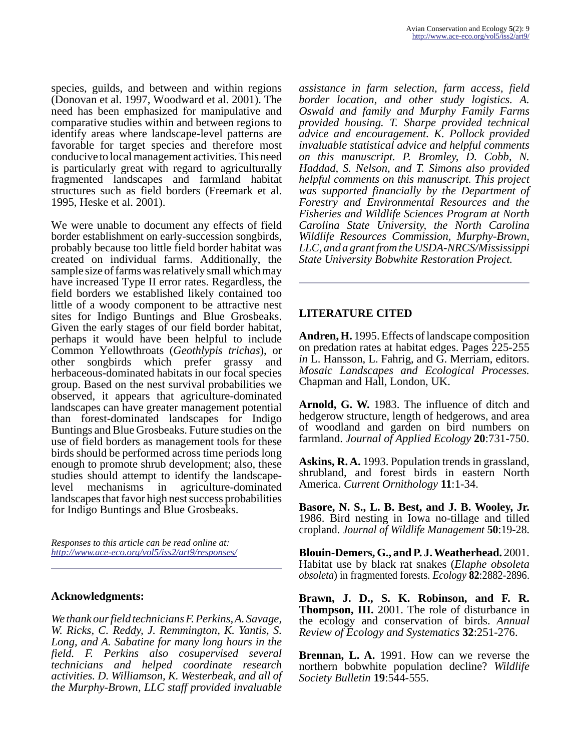species, guilds, and between and within regions (Donovan et al. 1997, Woodward et al. 2001). The need has been emphasized for manipulative and comparative studies within and between regions to identify areas where landscape-level patterns are favorable for target species and therefore most conducive to local management activities. This need is particularly great with regard to agriculturally fragmented landscapes and farmland habitat structures such as field borders (Freemark et al. 1995, Heske et al. 2001).

We were unable to document any effects of field border establishment on early-succession songbirds, probably because too little field border habitat was created on individual farms. Additionally, the sample size of farms was relatively small which may have increased Type II error rates. Regardless, the field borders we established likely contained too little of a woody component to be attractive nest sites for Indigo Buntings and Blue Grosbeaks. Given the early stages of our field border habitat, perhaps it would have been helpful to include Common Yellowthroats (*Geothlypis trichas*), or other songbirds which prefer grassy and herbaceous-dominated habitats in our focal species group. Based on the nest survival probabilities we observed, it appears that agriculture-dominated landscapes can have greater management potential than forest-dominated landscapes for Indigo Buntings and Blue Grosbeaks. Future studies on the use of field borders as management tools for these birds should be performed across time periods long enough to promote shrub development; also, these studies should attempt to identify the landscape-level mechanisms in agriculture-dominated landscapes that favor high nest success probabilities for Indigo Buntings and Blue Grosbeaks.

*Responses to this article can be read online at:*
*http://www.ace-eco.org/vol5/iss2/art9/responses/*

## Acknowledgments:

*We thank our field technicians F. Perkins, A. Savage, W. Ricks, C. Reddy, J. Remmington, K. Yantis, S. Long, and A. Sabatine for many long hours in the field. F. Perkins also cosupervised several technicians and helped coordinate research activities. D. Williamson, K. Westerbeak, and all of the Murphy-Brown, LLC staff provided invaluable assistance in farm selection, farm access, field border location, and other study logistics. A. Oswald and family and Murphy Family Farms provided housing. T. Sharpe provided technical advice and encouragement. K. Pollock provided invaluable statistical advice and helpful comments on this manuscript. P. Bromley, D. Cobb, N. Haddad, S. Nelson, and T. Simons also provided helpful comments on this manuscript. This project was supported financially by the Department of Forestry and Environmental Resources and the Fisheries and Wildlife Sciences Program at North Carolina State University, the North Carolina Wildlife Resources Commission, Murphy-Brown, LLC, and a grant from the USDA-NRCS/Mississippi State University Bobwhite Restoration Project.*

## LITERATURE CITED

**Andren, H.** 1995. Effects of landscape composition on predation rates at habitat edges. Pages 225-255 *in* L. Hansson, L. Fahrig, and G. Merriam, editors. *Mosaic Landscapes and Ecological Processes.* Chapman and Hall, London, UK.

**Arnold, G. W.** 1983. The influence of ditch and hedgerow structure, length of hedgerows, and area of woodland and garden on bird numbers on farmland. *Journal of Applied Ecology* **20**:731-750.

**Askins, R. A.** 1993. Population trends in grassland, shrubland, and forest birds in eastern North America. *Current Ornithology* **11**:1-34.

**Basore, N. S., L. B. Best, and J. B. Wooley, Jr.** 1986. Bird nesting in Iowa no-tillage and tilled cropland. *Journal of Wildlife Management* **50**:19-28.

**Blouin-Demers, G., and P. J. Weatherhead.** 2001. Habitat use by black rat snakes (*Elaphe obsoleta obsoleta*) in fragmented forests. *Ecology* **82**:2882-2896.

**Brawn, J. D., S. K. Robinson, and F. R. Thompson, III.** 2001. The role of disturbance in the ecology and conservation of birds. *Annual Review of Ecology and Systematics* **32**:251-276.

**Brennan, L. A.** 1991. How can we reverse the northern bobwhite population decline? *Wildlife Society Bulletin* **19**:544-555.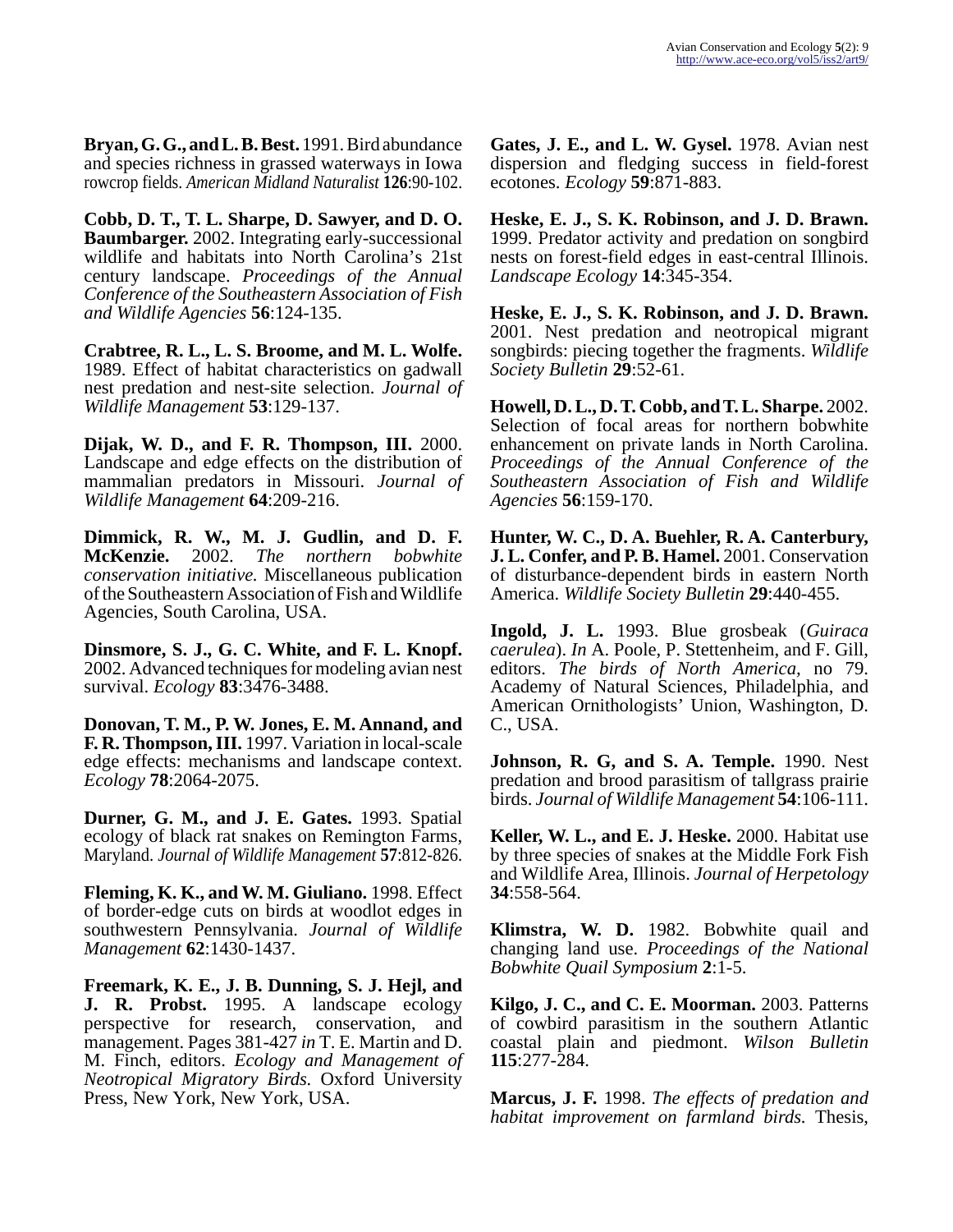**Bryan, G. G., and L. B. Best.** 1991. Bird abundance and species richness in grassed waterways in Iowa rowcrop fields. *American Midland Naturalist* **126**:90-102.

**Cobb, D. T., T. L. Sharpe, D. Sawyer, and D. O. Baumbarger.** 2002. Integrating early-successional wildlife and habitats into North Carolina's 21st century landscape. *Proceedings of the Annual Conference of the Southeastern Association of Fish and Wildlife Agencies* **56**:124-135.

**Crabtree, R. L., L. S. Broome, and M. L. Wolfe.** 1989. Effect of habitat characteristics on gadwall nest predation and nest-site selection. *Journal of Wildlife Management* **53**:129-137.

**Dijak, W. D., and F. R. Thompson, III.** 2000. Landscape and edge effects on the distribution of mammalian predators in Missouri. *Journal of Wildlife Management* **64**:209-216.

**Dimmick, R. W., M. J. Gudlin, and D. F. McKenzie.** 2002. *The northern bobwhite conservation initiative.* Miscellaneous publication of the Southeastern Association of Fish and Wildlife Agencies, South Carolina, USA.

**Dinsmore, S. J., G. C. White, and F. L. Knopf.** 2002. Advanced techniques for modeling avian nest survival. *Ecology* **83**:3476-3488.

**Donovan, T. M., P. W. Jones, E. M. Annand, and F. R. Thompson, III.** 1997. Variation in local-scale edge effects: mechanisms and landscape context. *Ecology* **78**:2064-2075.

**Durner, G. M., and J. E. Gates.** 1993. Spatial ecology of black rat snakes on Remington Farms, Maryland. *Journal of Wildlife Management* **57**:812-826.

**Fleming, K. K., and W. M. Giuliano.** 1998. Effect of border-edge cuts on birds at woodlot edges in southwestern Pennsylvania. *Journal of Wildlife Management* **62**:1430-1437.

**Freemark, K. E., J. B. Dunning, S. J. Hejl, and J. R. Probst.** 1995. A landscape ecology perspective for research, conservation, and management. Pages 381-427 *in* T. E. Martin and D. M. Finch, editors. *Ecology and Management of Neotropical Migratory Birds.* Oxford University Press, New York, New York, USA.

**Gates, J. E., and L. W. Gysel.** 1978. Avian nest dispersion and fledging success in field-forest ecotones. *Ecology* **59**:871-883.

**Heske, E. J., S. K. Robinson, and J. D. Brawn.** 1999. Predator activity and predation on songbird nests on forest-field edges in east-central Illinois. *Landscape Ecology* **14**:345-354.

**Heske, E. J., S. K. Robinson, and J. D. Brawn.** 2001. Nest predation and neotropical migrant songbirds: piecing together the fragments. *Wildlife Society Bulletin* **29**:52-61.

**Howell, D. L., D. T. Cobb, and T. L. Sharpe.** 2002. Selection of focal areas for northern bobwhite enhancement on private lands in North Carolina. *Proceedings of the Annual Conference of the Southeastern Association of Fish and Wildlife Agencies* **56**:159-170.

**Hunter, W. C., D. A. Buehler, R. A. Canterbury, J. L. Confer, and P. B. Hamel.** 2001. Conservation of disturbance-dependent birds in eastern North America. *Wildlife Society Bulletin* **29**:440-455.

**Ingold, J. L.** 1993. Blue grosbeak (*Guiraca caerulea*). *In* A. Poole, P. Stettenheim, and F. Gill, editors. *The birds of North America,* no 79. Academy of Natural Sciences, Philadelphia, and American Ornithologists' Union, Washington, D. C., USA.

**Johnson, R. G, and S. A. Temple.** 1990. Nest predation and brood parasitism of tallgrass prairie birds. *Journal of Wildlife Management* **54**:106-111.

**Keller, W. L., and E. J. Heske.** 2000. Habitat use by three species of snakes at the Middle Fork Fish and Wildlife Area, Illinois. *Journal of Herpetology* **34**:558-564.

**Klimstra, W. D.** 1982. Bobwhite quail and changing land use. *Proceedings of the National Bobwhite Quail Symposium* **2**:1-5.

**Kilgo, J. C., and C. E. Moorman.** 2003. Patterns of cowbird parasitism in the southern Atlantic coastal plain and piedmont. *Wilson Bulletin* **115**:277-284.

**Marcus, J. F.** 1998. *The effects of predation and habitat improvement on farmland birds.* Thesis,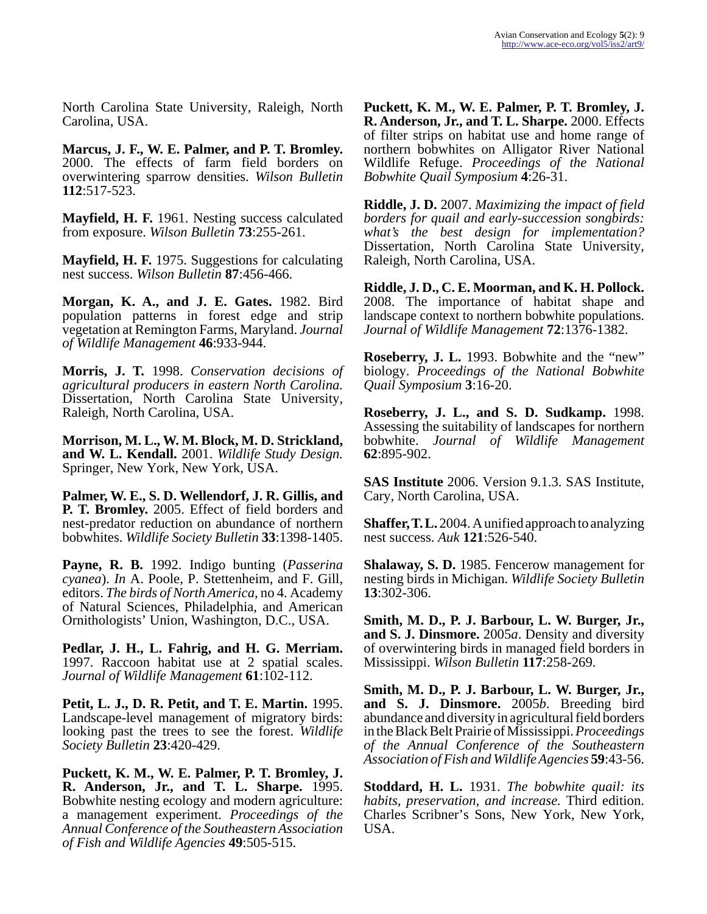North Carolina State University, Raleigh, North Carolina, USA.

**Marcus, J. F., W. E. Palmer, and P. T. Bromley.** 2000. The effects of farm field borders on overwintering sparrow densities. *Wilson Bulletin* **112**:517-523.

**Mayfield, H. F.** 1961. Nesting success calculated from exposure. *Wilson Bulletin* **73**:255-261.

**Mayfield, H. F.** 1975. Suggestions for calculating nest success. *Wilson Bulletin* **87**:456-466.

**Morgan, K. A., and J. E. Gates.** 1982. Bird population patterns in forest edge and strip vegetation at Remington Farms, Maryland. *Journal of Wildlife Management* **46**:933-944.

**Morris, J. T.** 1998. *Conservation decisions of agricultural producers in eastern North Carolina.* Dissertation, North Carolina State University, Raleigh, North Carolina, USA.

**Morrison, M. L., W. M. Block, M. D. Strickland, and W. L. Kendall.** 2001. *Wildlife Study Design.* Springer, New York, New York, USA.

**Palmer, W. E., S. D. Wellendorf, J. R. Gillis, and P. T. Bromley.** 2005. Effect of field borders and nest-predator reduction on abundance of northern bobwhites. *Wildlife Society Bulletin* **33**:1398-1405.

**Payne, R. B.** 1992. Indigo bunting (*Passerina cyanea*). *In* A. Poole, P. Stettenheim, and F. Gill, editors. *The birds of North America,* no 4. Academy of Natural Sciences, Philadelphia, and American Ornithologists' Union, Washington, D.C., USA.

**Pedlar, J. H., L. Fahrig, and H. G. Merriam.** 1997. Raccoon habitat use at 2 spatial scales. *Journal of Wildlife Management* **61**:102-112.

**Petit, L. J., D. R. Petit, and T. E. Martin.** 1995. Landscape-level management of migratory birds: looking past the trees to see the forest. *Wildlife Society Bulletin* **23**:420-429.

**Puckett, K. M., W. E. Palmer, P. T. Bromley, J. R. Anderson, Jr., and T. L. Sharpe.** 1995. Bobwhite nesting ecology and modern agriculture: a management experiment. *Proceedings of the Annual Conference of the Southeastern Association of Fish and Wildlife Agencies* **49**:505-515.

**Puckett, K. M., W. E. Palmer, P. T. Bromley, J. R. Anderson, Jr., and T. L. Sharpe.** 2000. Effects of filter strips on habitat use and home range of northern bobwhites on Alligator River National Wildlife Refuge. *Proceedings of the National Bobwhite Quail Symposium* **4**:26-31.

**Riddle, J. D.** 2007. *Maximizing the impact of field borders for quail and early-succession songbirds: what's the best design for implementation?* Dissertation, North Carolina State University, Raleigh, North Carolina, USA.

**Riddle, J. D., C. E. Moorman, and K. H. Pollock.** 2008. The importance of habitat shape and landscape context to northern bobwhite populations. *Journal of Wildlife Management* **72**:1376-1382.

**Roseberry, J. L.** 1993. Bobwhite and the "new" biology. *Proceedings of the National Bobwhite Quail Symposium* **3**:16-20.

**Roseberry, J. L., and S. D. Sudkamp.** 1998. Assessing the suitability of landscapes for northern bobwhite. *Journal of Wildlife Management* **62**:895-902.

**SAS Institute** 2006. Version 9.1.3. SAS Institute, Cary, North Carolina, USA.

**Shaffer, T. L.** 2004. A unified approach to analyzing nest success. *Auk* **121**:526-540.

**Shalaway, S. D.** 1985. Fencerow management for nesting birds in Michigan. *Wildlife Society Bulletin* **13**:302-306.

**Smith, M. D., P. J. Barbour, L. W. Burger, Jr., and S. J. Dinsmore.** 2005*a*. Density and diversity of overwintering birds in managed field borders in Mississippi. *Wilson Bulletin* **117**:258-269.

**Smith, M. D., P. J. Barbour, L. W. Burger, Jr., and S. J. Dinsmore.** 2005*b*. Breeding bird abundance and diversity in agricultural field borders in the Black Belt Prairie of Mississippi. *Proceedings of the Annual Conference of the Southeastern Association of Fish and Wildlife Agencies* **59**:43-56.

**Stoddard, H. L.** 1931. *The bobwhite quail: its habits, preservation, and increase.* Third edition. Charles Scribner's Sons, New York, New York, USA.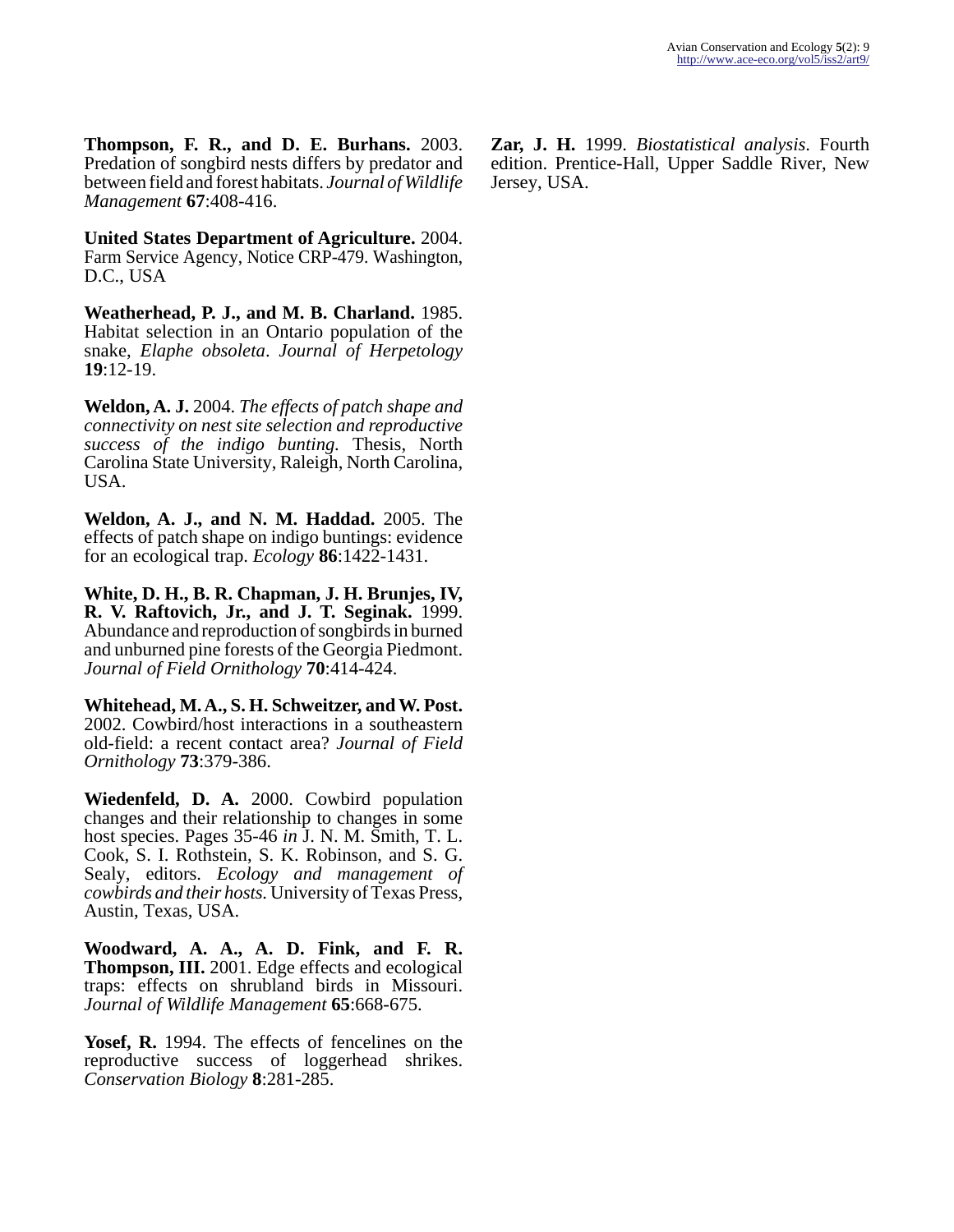**Thompson, F. R., and D. E. Burhans.** 2003. Predation of songbird nests differs by predator and between field and forest habitats. *Journal of Wildlife Management* **67**:408-416.

**United States Department of Agriculture.** 2004. Farm Service Agency, Notice CRP-479. Washington, D.C., USA

**Weatherhead, P. J., and M. B. Charland.** 1985. Habitat selection in an Ontario population of the snake, *Elaphe obsoleta*. *Journal of Herpetology* **19**:12-19.

**Weldon, A. J.** 2004. *The effects of patch shape and connectivity on nest site selection and reproductive success of the indigo bunting*. Thesis, North Carolina State University, Raleigh, North Carolina, USA.

**Weldon, A. J., and N. M. Haddad.** 2005. The effects of patch shape on indigo buntings: evidence for an ecological trap. *Ecology* **86**:1422-1431.

**White, D. H., B. R. Chapman, J. H. Brunjes, IV, R. V. Raftovich, Jr., and J. T. Seginak.** 1999. Abundance and reproduction of songbirds in burned and unburned pine forests of the Georgia Piedmont. *Journal of Field Ornithology* **70**:414-424.

**Whitehead, M. A., S. H. Schweitzer, and W. Post.** 2002. Cowbird/host interactions in a southeastern old-field: a recent contact area? *Journal of Field Ornithology* **73**:379-386.

**Wiedenfeld, D. A.** 2000. Cowbird population changes and their relationship to changes in some host species. Pages 35-46 *in* J. N. M. Smith, T. L. Cook, S. I. Rothstein, S. K. Robinson, and S. G. Sealy, editors. *Ecology and management of cowbirds and their hosts*. University of Texas Press, Austin, Texas, USA.

**Woodward, A. A., A. D. Fink, and F. R. Thompson, III.** 2001. Edge effects and ecological traps: effects on shrubland birds in Missouri. *Journal of Wildlife Management* **65**:668-675.

**Yosef, R.** 1994. The effects of fencelines on the reproductive success of loggerhead shrikes. *Conservation Biology* **8**:281-285.

**Zar, J. H.** 1999. *Biostatistical analysis*. Fourth edition. Prentice-Hall, Upper Saddle River, New Jersey, USA.